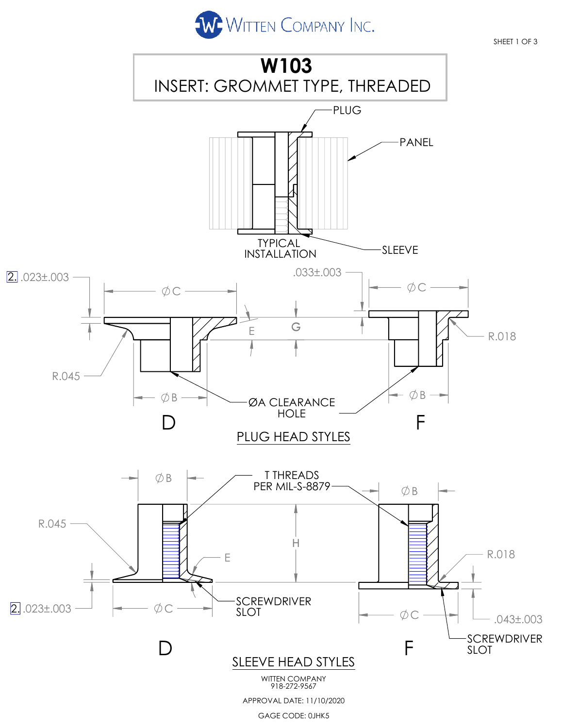WITTEN COMPANY INC.

# W103

## INSERT: GROMMET TYPE, THREADED

PLUG

PANEL

TYPICAL INSTALLATION

SLEEVE

2. .023±.003

∅C

.033±.003

∅C

E

G

R.018

R.045

∅B

ØA CLEARANCE HOLE

∅B

D

F

PLUG HEAD STYLES

∅B

T THREADS PER MIL-S-8879

∅B

R.045

H

E

R.018

2. .023±.003

∅C

SCREWDRIVER SLOT

∅C

.043±.003

SCREWDRIVER SLOT

D

F

SLEEVE HEAD STYLES

WITTEN COMPANY
918-272-9567

APPROVAL DATE: 11/10/2020

GAGE CODE: 0JHK5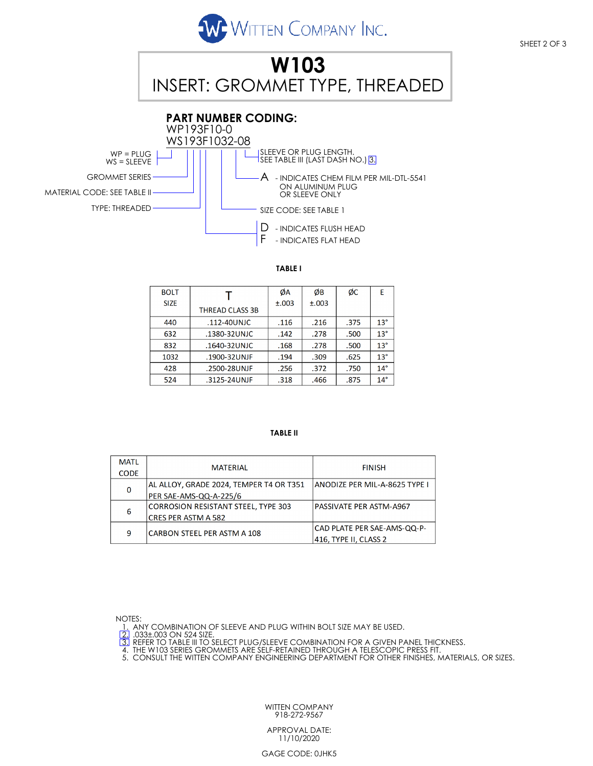WITTEN COMPANY INC.

# W103

## INSERT: GROMMET TYPE, THREADED

### PART NUMBER CODING:

WP193F10-0
WS193F1032-08

- WP = PLUG, WS = SLEEVE
- GROMMET SERIES
- MATERIAL CODE: SEE TABLE II
- TYPE: THREADED
- SLEEVE OR PLUG LENGTH. SEE TABLE III (LAST DASH NO.) [3]
- A - INDICATES CHEM FILM PER MIL-DTL-5541 ON ALUMINUM PLUG OR SLEEVE ONLY
- SIZE CODE: SEE TABLE 1
- D - INDICATES FLUSH HEAD
- F - INDICATES FLAT HEAD

**TABLE I**

| BOLT SIZE | T THREAD CLASS 3B | ØA ±.003 | ØB ±.003 | ØC | E |
|---|---|---|---|---|---|
| 440 | .112-40UNJC | .116 | .216 | .375 | 13° |
| 632 | .1380-32UNJC | .142 | .278 | .500 | 13° |
| 832 | .1640-32UNJC | .168 | .278 | .500 | 13° |
| 1032 | .1900-32UNJF | .194 | .309 | .625 | 13° |
| 428 | .2500-28UNJF | .256 | .372 | .750 | 14° |
| 524 | .3125-24UNJF | .318 | .466 | .875 | 14° |

**TABLE II**

| MATL CODE | MATERIAL | FINISH |
|---|---|---|
| 0 | AL ALLOY, GRADE 2024, TEMPER T4 OR T351 PER SAE-AMS-QQ-A-225/6 | ANODIZE PER MIL-A-8625 TYPE I |
| 6 | CORROSION RESISTANT STEEL, TYPE 303 CRES PER ASTM A 582 | PASSIVATE PER ASTM-A967 |
| 9 | CARBON STEEL PER ASTM A 108 | CAD PLATE PER SAE-AMS-QQ-P-416, TYPE II, CLASS 2 |

NOTES:

1. ANY COMBINATION OF SLEEVE AND PLUG WITHIN BOLT SIZE MAY BE USED.
2. .033±.003 ON 524 SIZE.
3. REFER TO TABLE III TO SELECT PLUG/SLEEVE COMBINATION FOR A GIVEN PANEL THICKNESS.
4. THE W103 SERIES GROMMETS ARE SELF-RETAINED THROUGH A TELESCOPIC PRESS FIT.
5. CONSULT THE WITTEN COMPANY ENGINEERING DEPARTMENT FOR OTHER FINISHES, MATERIALS, OR SIZES.

WITTEN COMPANY
918-272-9567

APPROVAL DATE:
11/10/2020

GAGE CODE: 0JHK5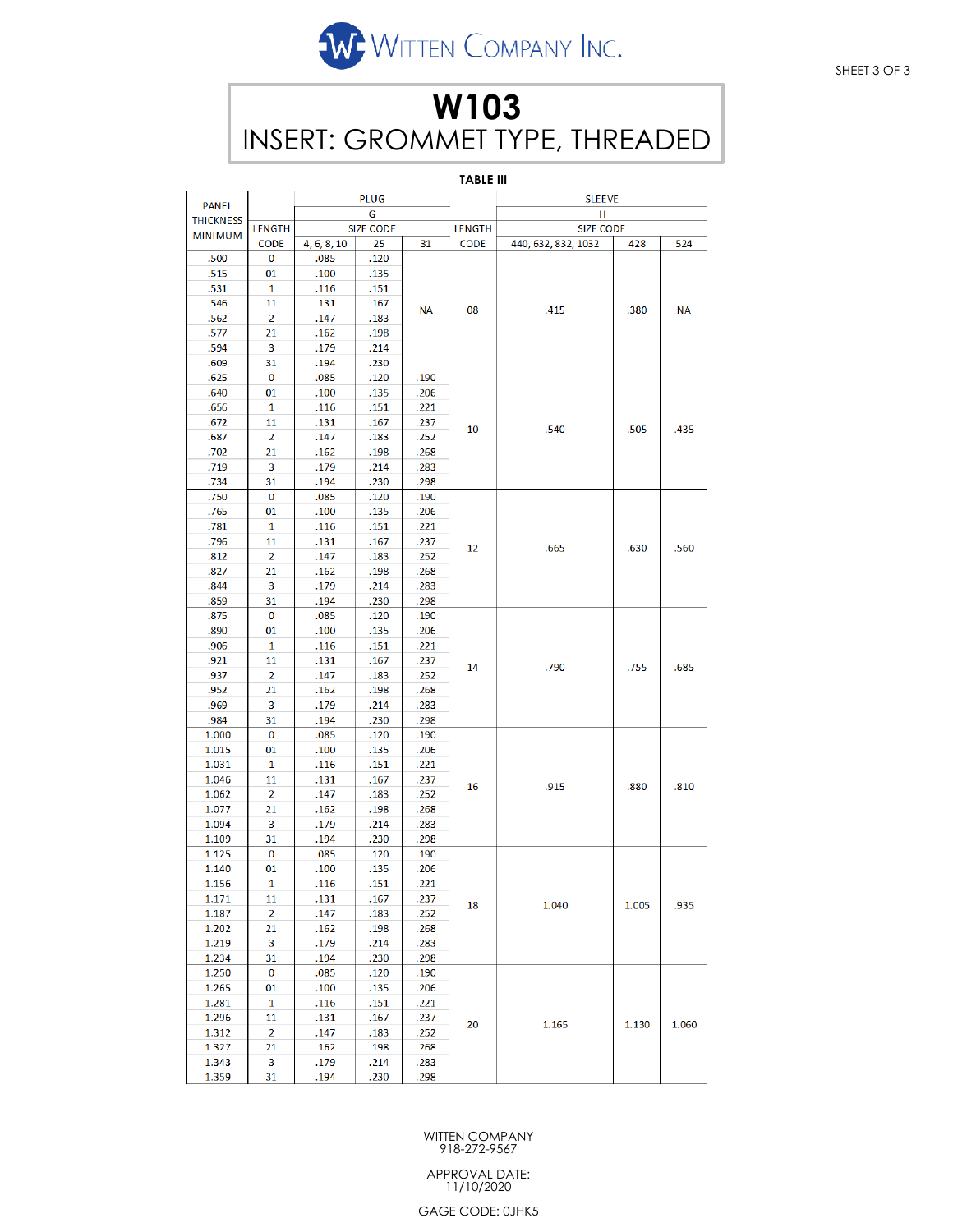# Witten Company Inc.

# W103
## INSERT: GROMMET TYPE, THREADED

**TABLE III**

| PANEL THICKNESS MINIMUM | PLUG | | | | SLEEVE | | | |
|---|---|---|---|---|---|---|---|---|
| | | G | | | | H | | |
| | LENGTH | SIZE CODE | | | LENGTH | SIZE CODE | | |
| | CODE | 4, 6, 8, 10 | 25 | 31 | CODE | 440, 632, 832, 1032 | 428 | 524 |
| .500 | 0 | .085 | .120 | NA | 08 | .415 | .380 | NA |
| .515 | 01 | .100 | .135 | | | | | |
| .531 | 1 | .116 | .151 | | | | | |
| .546 | 11 | .131 | .167 | | | | | |
| .562 | 2 | .147 | .183 | | | | | |
| .577 | 21 | .162 | .198 | | | | | |
| .594 | 3 | .179 | .214 | | | | | |
| .609 | 31 | .194 | .230 | | | | | |
| .625 | 0 | .085 | .120 | .190 | 10 | .540 | .505 | .435 |
| .640 | 01 | .100 | .135 | .206 | | | | |
| .656 | 1 | .116 | .151 | .221 | | | | |
| .672 | 11 | .131 | .167 | .237 | | | | |
| .687 | 2 | .147 | .183 | .252 | | | | |
| .702 | 21 | .162 | .198 | .268 | | | | |
| .719 | 3 | .179 | .214 | .283 | | | | |
| .734 | 31 | .194 | .230 | .298 | | | | |
| .750 | 0 | .085 | .120 | .190 | 12 | .665 | .630 | .560 |
| .765 | 01 | .100 | .135 | .206 | | | | |
| .781 | 1 | .116 | .151 | .221 | | | | |
| .796 | 11 | .131 | .167 | .237 | | | | |
| .812 | 2 | .147 | .183 | .252 | | | | |
| .827 | 21 | .162 | .198 | .268 | | | | |
| .844 | 3 | .179 | .214 | .283 | | | | |
| .859 | 31 | .194 | .230 | .298 | | | | |
| .875 | 0 | .085 | .120 | .190 | 14 | .790 | .755 | .685 |
| .890 | 01 | .100 | .135 | .206 | | | | |
| .906 | 1 | .116 | .151 | .221 | | | | |
| .921 | 11 | .131 | .167 | .237 | | | | |
| .937 | 2 | .147 | .183 | .252 | | | | |
| .952 | 21 | .162 | .198 | .268 | | | | |
| .969 | 3 | .179 | .214 | .283 | | | | |
| .984 | 31 | .194 | .230 | .298 | | | | |
| 1.000 | 0 | .085 | .120 | .190 | 16 | .915 | .880 | .810 |
| 1.015 | 01 | .100 | .135 | .206 | | | | |
| 1.031 | 1 | .116 | .151 | .221 | | | | |
| 1.046 | 11 | .131 | .167 | .237 | | | | |
| 1.062 | 2 | .147 | .183 | .252 | | | | |
| 1.077 | 21 | .162 | .198 | .268 | | | | |
| 1.094 | 3 | .179 | .214 | .283 | | | | |
| 1.109 | 31 | .194 | .230 | .298 | | | | |
| 1.125 | 0 | .085 | .120 | .190 | 18 | 1.040 | 1.005 | .935 |
| 1.140 | 01 | .100 | .135 | .206 | | | | |
| 1.156 | 1 | .116 | .151 | .221 | | | | |
| 1.171 | 11 | .131 | .167 | .237 | | | | |
| 1.187 | 2 | .147 | .183 | .252 | | | | |
| 1.202 | 21 | .162 | .198 | .268 | | | | |
| 1.219 | 3 | .179 | .214 | .283 | | | | |
| 1.234 | 31 | .194 | .230 | .298 | | | | |
| 1.250 | 0 | .085 | .120 | .190 | 20 | 1.165 | 1.130 | 1.060 |
| 1.265 | 01 | .100 | .135 | .206 | | | | |
| 1.281 | 1 | .116 | .151 | .221 | | | | |
| 1.296 | 11 | .131 | .167 | .237 | | | | |
| 1.312 | 2 | .147 | .183 | .252 | | | | |
| 1.327 | 21 | .162 | .198 | .268 | | | | |
| 1.343 | 3 | .179 | .214 | .283 | | | | |
| 1.359 | 31 | .194 | .230 | .298 | | | | |

WITTEN COMPANY
918-272-9567

APPROVAL DATE:
11/10/2020

GAGE CODE: 0JHK5